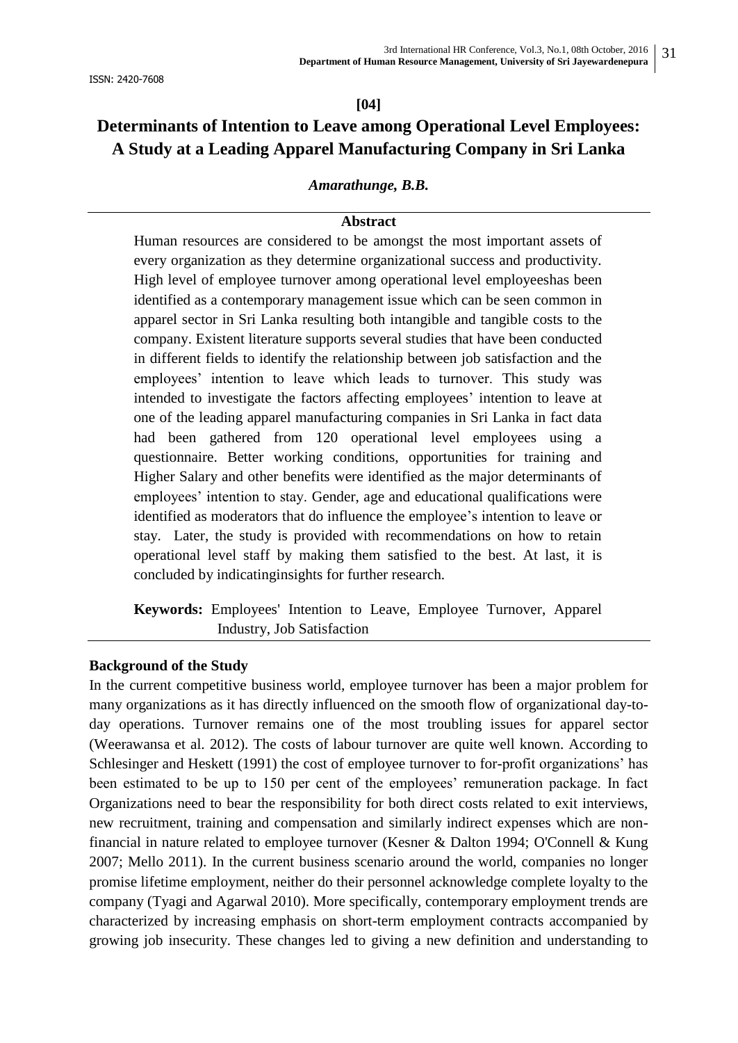ISSN: 2420-7608

**[04]**

# Determinants of Intention to Leave among Operational Level Employees: A Study at a Leading Apparel Manufacturing Company in Sri Lanka

***Amarathunge, B.B.***

## Abstract

Human resources are considered to be amongst the most important assets of every organization as they determine organizational success and productivity. High level of employee turnover among operational level employeeshas been identified as a contemporary management issue which can be seen common in apparel sector in Sri Lanka resulting both intangible and tangible costs to the company. Existent literature supports several studies that have been conducted in different fields to identify the relationship between job satisfaction and the employees' intention to leave which leads to turnover. This study was intended to investigate the factors affecting employees' intention to leave at one of the leading apparel manufacturing companies in Sri Lanka in fact data had been gathered from 120 operational level employees using a questionnaire. Better working conditions, opportunities for training and Higher Salary and other benefits were identified as the major determinants of employees' intention to stay. Gender, age and educational qualifications were identified as moderators that do influence the employee's intention to leave or stay. Later, the study is provided with recommendations on how to retain operational level staff by making them satisfied to the best. At last, it is concluded by indicatinginsights for further research.

**Keywords:** Employees' Intention to Leave, Employee Turnover, Apparel Industry, Job Satisfaction

### Background of the Study

In the current competitive business world, employee turnover has been a major problem for many organizations as it has directly influenced on the smooth flow of organizational day-to-day operations. Turnover remains one of the most troubling issues for apparel sector (Weerawansa et al. 2012). The costs of labour turnover are quite well known. According to Schlesinger and Heskett (1991) the cost of employee turnover to for-profit organizations' has been estimated to be up to 150 per cent of the employees' remuneration package. In fact Organizations need to bear the responsibility for both direct costs related to exit interviews, new recruitment, training and compensation and similarly indirect expenses which are non-financial in nature related to employee turnover (Kesner & Dalton 1994; O'Connell & Kung 2007; Mello 2011). In the current business scenario around the world, companies no longer promise lifetime employment, neither do their personnel acknowledge complete loyalty to the company (Tyagi and Agarwal 2010). More specifically, contemporary employment trends are characterized by increasing emphasis on short-term employment contracts accompanied by growing job insecurity. These changes led to giving a new definition and understanding to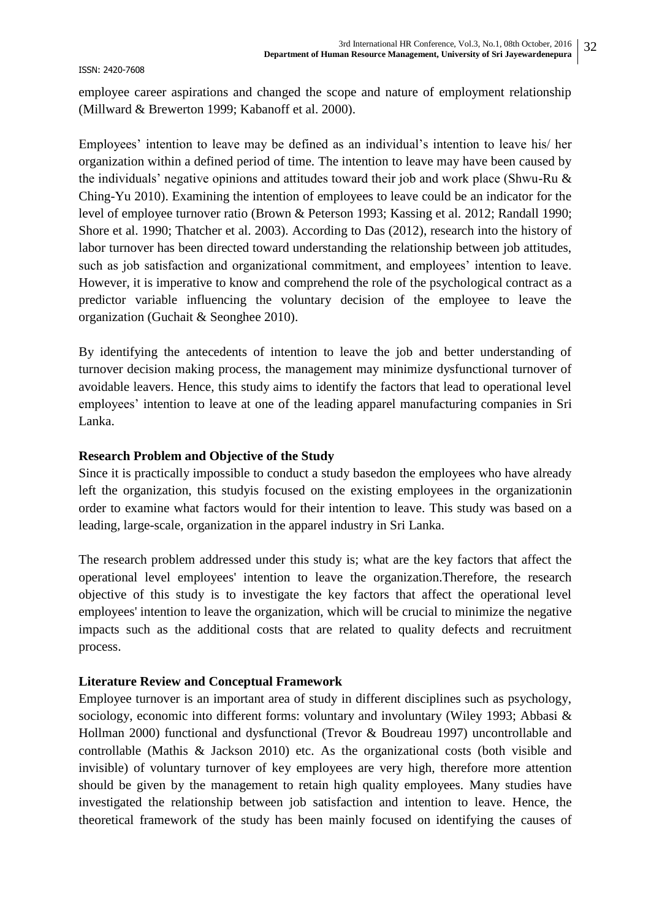employee career aspirations and changed the scope and nature of employment relationship (Millward & Brewerton 1999; Kabanoff et al. 2000).

Employees' intention to leave may be defined as an individual's intention to leave his/ her organization within a defined period of time. The intention to leave may have been caused by the individuals' negative opinions and attitudes toward their job and work place (Shwu-Ru & Ching-Yu 2010). Examining the intention of employees to leave could be an indicator for the level of employee turnover ratio (Brown & Peterson 1993; Kassing et al. 2012; Randall 1990; Shore et al. 1990; Thatcher et al. 2003). According to Das (2012), research into the history of labor turnover has been directed toward understanding the relationship between job attitudes, such as job satisfaction and organizational commitment, and employees' intention to leave. However, it is imperative to know and comprehend the role of the psychological contract as a predictor variable influencing the voluntary decision of the employee to leave the organization (Guchait & Seonghee 2010).

By identifying the antecedents of intention to leave the job and better understanding of turnover decision making process, the management may minimize dysfunctional turnover of avoidable leavers. Hence, this study aims to identify the factors that lead to operational level employees' intention to leave at one of the leading apparel manufacturing companies in Sri Lanka.

**Research Problem and Objective of the Study**

Since it is practically impossible to conduct a study basedon the employees who have already left the organization, this studyis focused on the existing employees in the organizationin order to examine what factors would for their intention to leave. This study was based on a leading, large-scale, organization in the apparel industry in Sri Lanka.

The research problem addressed under this study is; what are the key factors that affect the operational level employees' intention to leave the organization.Therefore, the research objective of this study is to investigate the key factors that affect the operational level employees' intention to leave the organization, which will be crucial to minimize the negative impacts such as the additional costs that are related to quality defects and recruitment process.

**Literature Review and Conceptual Framework**

Employee turnover is an important area of study in different disciplines such as psychology, sociology, economic into different forms: voluntary and involuntary (Wiley 1993; Abbasi & Hollman 2000) functional and dysfunctional (Trevor & Boudreau 1997) uncontrollable and controllable (Mathis & Jackson 2010) etc. As the organizational costs (both visible and invisible) of voluntary turnover of key employees are very high, therefore more attention should be given by the management to retain high quality employees. Many studies have investigated the relationship between job satisfaction and intention to leave. Hence, the theoretical framework of the study has been mainly focused on identifying the causes of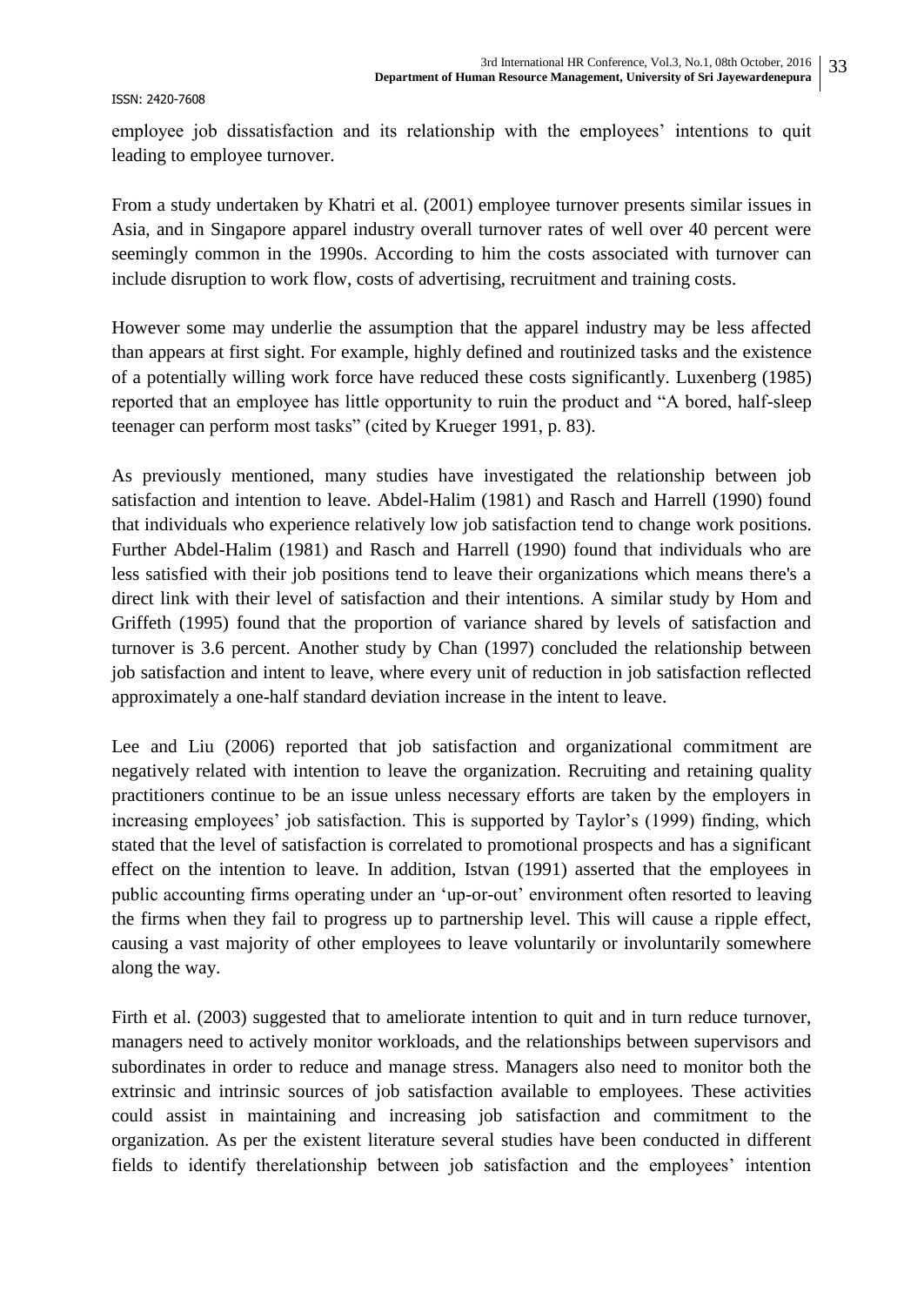employee job dissatisfaction and its relationship with the employees' intentions to quit leading to employee turnover.

From a study undertaken by Khatri et al. (2001) employee turnover presents similar issues in Asia, and in Singapore apparel industry overall turnover rates of well over 40 percent were seemingly common in the 1990s. According to him the costs associated with turnover can include disruption to work flow, costs of advertising, recruitment and training costs.

However some may underlie the assumption that the apparel industry may be less affected than appears at first sight. For example, highly defined and routinized tasks and the existence of a potentially willing work force have reduced these costs significantly. Luxenberg (1985) reported that an employee has little opportunity to ruin the product and "A bored, half-sleep teenager can perform most tasks" (cited by Krueger 1991, p. 83).

As previously mentioned, many studies have investigated the relationship between job satisfaction and intention to leave. Abdel-Halim (1981) and Rasch and Harrell (1990) found that individuals who experience relatively low job satisfaction tend to change work positions. Further Abdel-Halim (1981) and Rasch and Harrell (1990) found that individuals who are less satisfied with their job positions tend to leave their organizations which means there's a direct link with their level of satisfaction and their intentions. A similar study by Hom and Griffeth (1995) found that the proportion of variance shared by levels of satisfaction and turnover is 3.6 percent. Another study by Chan (1997) concluded the relationship between job satisfaction and intent to leave, where every unit of reduction in job satisfaction reflected approximately a one-half standard deviation increase in the intent to leave.

Lee and Liu (2006) reported that job satisfaction and organizational commitment are negatively related with intention to leave the organization. Recruiting and retaining quality practitioners continue to be an issue unless necessary efforts are taken by the employers in increasing employees' job satisfaction. This is supported by Taylor's (1999) finding, which stated that the level of satisfaction is correlated to promotional prospects and has a significant effect on the intention to leave. In addition, Istvan (1991) asserted that the employees in public accounting firms operating under an 'up-or-out' environment often resorted to leaving the firms when they fail to progress up to partnership level. This will cause a ripple effect, causing a vast majority of other employees to leave voluntarily or involuntarily somewhere along the way.

Firth et al. (2003) suggested that to ameliorate intention to quit and in turn reduce turnover, managers need to actively monitor workloads, and the relationships between supervisors and subordinates in order to reduce and manage stress. Managers also need to monitor both the extrinsic and intrinsic sources of job satisfaction available to employees. These activities could assist in maintaining and increasing job satisfaction and commitment to the organization. As per the existent literature several studies have been conducted in different fields to identify therelationship between job satisfaction and the employees' intention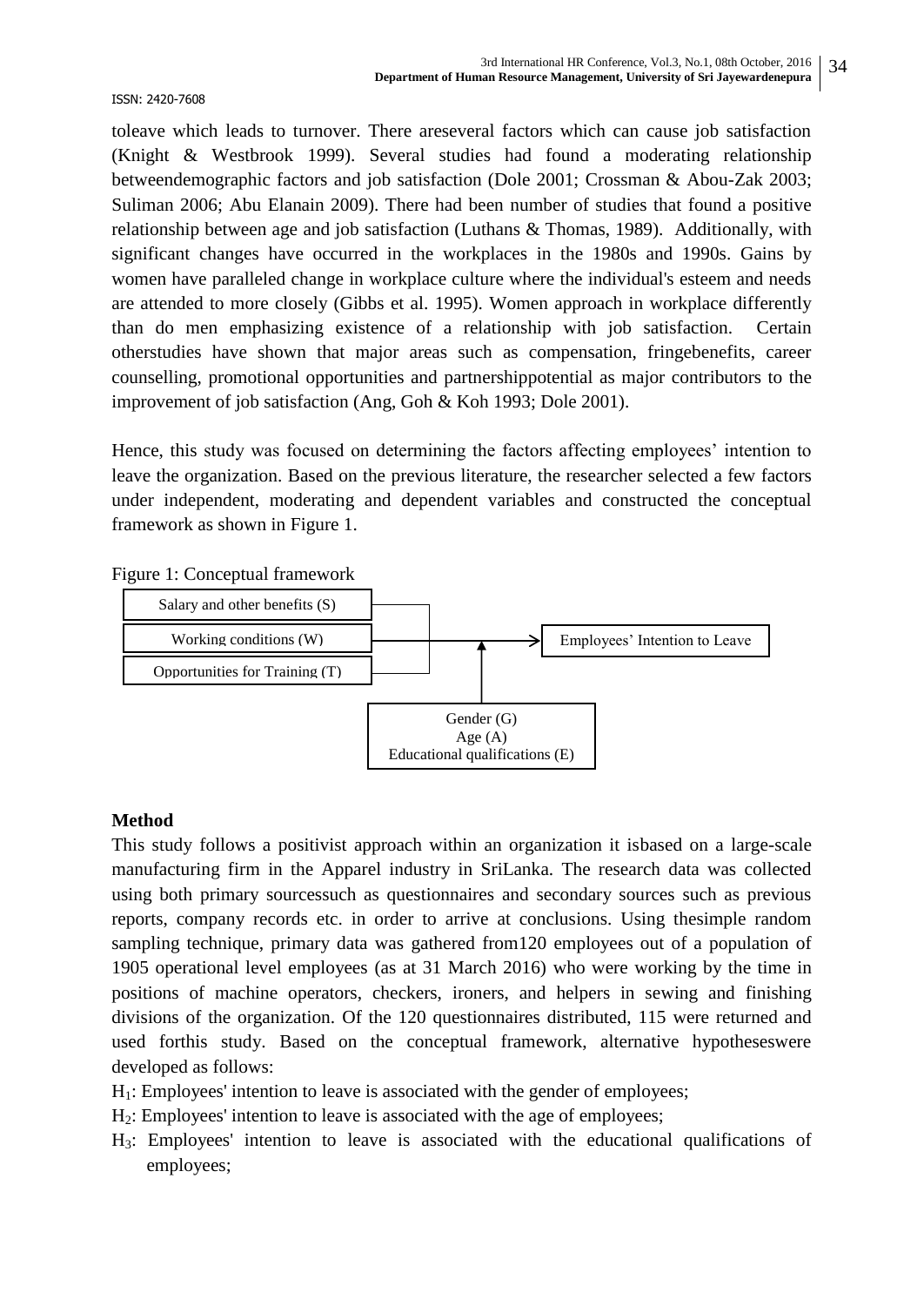toleave which leads to turnover. There areseveral factors which can cause job satisfaction (Knight & Westbrook 1999). Several studies had found a moderating relationship betweendemographic factors and job satisfaction (Dole 2001; Crossman & Abou-Zak 2003; Suliman 2006; Abu Elanain 2009). There had been number of studies that found a positive relationship between age and job satisfaction (Luthans & Thomas, 1989). Additionally, with significant changes have occurred in the workplaces in the 1980s and 1990s. Gains by women have paralleled change in workplace culture where the individual's esteem and needs are attended to more closely (Gibbs et al. 1995). Women approach in workplace differently than do men emphasizing existence of a relationship with job satisfaction. Certain otherstudies have shown that major areas such as compensation, fringebenefits, career counselling, promotional opportunities and partnershippotential as major contributors to the improvement of job satisfaction (Ang, Goh & Koh 1993; Dole 2001).

Hence, this study was focused on determining the factors affecting employees' intention to leave the organization. Based on the previous literature, the researcher selected a few factors under independent, moderating and dependent variables and constructed the conceptual framework as shown in Figure 1.

Figure 1: Conceptual framework

Salary and other benefits (S)
Working conditions (W)
Opportunities for Training (T)

Employees' Intention to Leave

Gender (G)
Age (A)
Educational qualifications (E)

**Method**

This study follows a positivist approach within an organization it isbased on a large-scale manufacturing firm in the Apparel industry in SriLanka. The research data was collected using both primary sourcessuch as questionnaires and secondary sources such as previous reports, company records etc. in order to arrive at conclusions. Using thesimple random sampling technique, primary data was gathered from120 employees out of a population of 1905 operational level employees (as at 31 March 2016) who were working by the time in positions of machine operators, checkers, ironers, and helpers in sewing and finishing divisions of the organization. Of the 120 questionnaires distributed, 115 were returned and used forthis study. Based on the conceptual framework, alternative hypotheseswere developed as follows:

$H_1$: Employees' intention to leave is associated with the gender of employees;

$H_2$: Employees' intention to leave is associated with the age of employees;

$H_3$: Employees' intention to leave is associated with the educational qualifications of employees;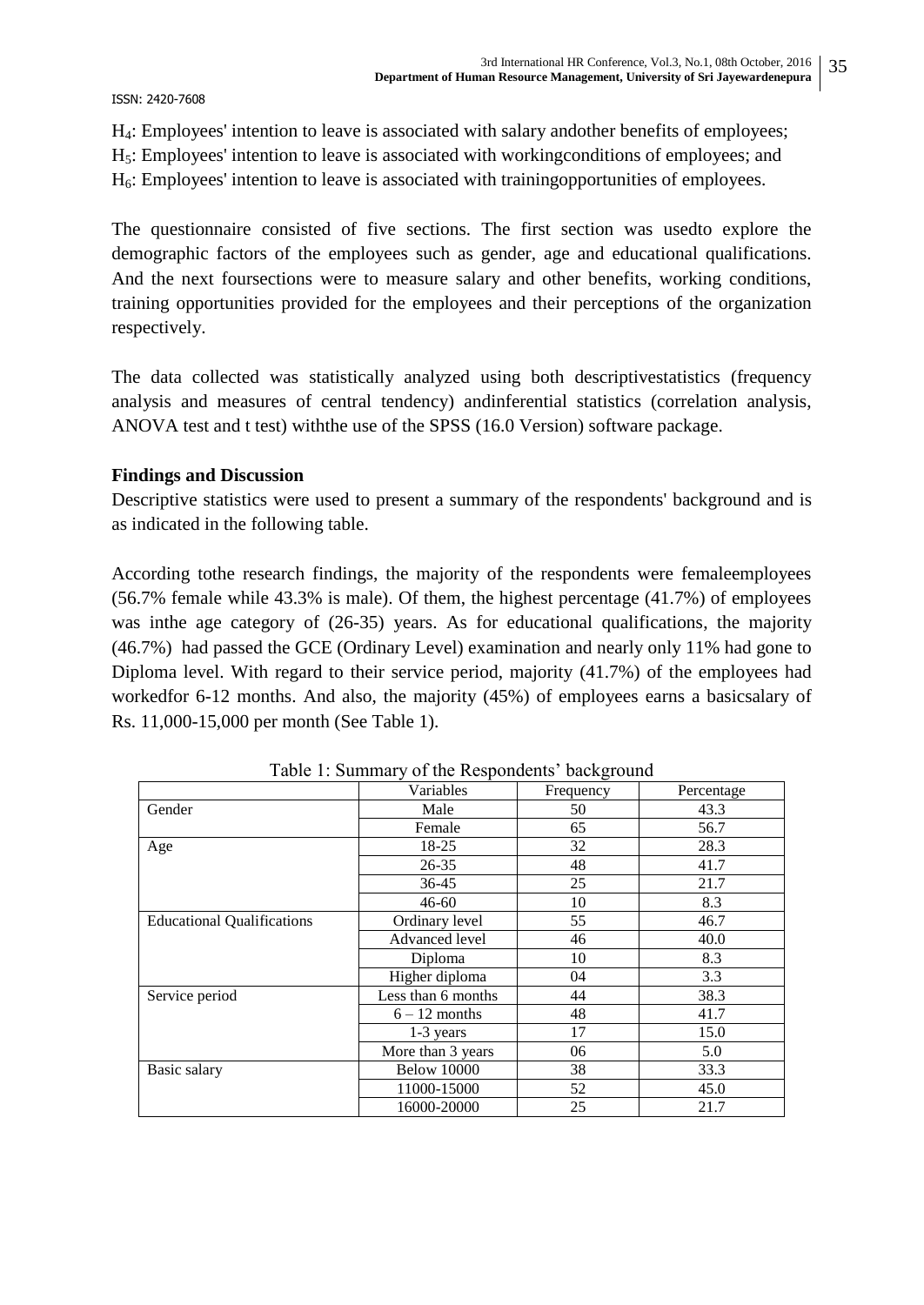$H_4$: Employees' intention to leave is associated with salary andother benefits of employees;
$H_5$: Employees' intention to leave is associated with workingconditions of employees; and
$H_6$: Employees' intention to leave is associated with trainingopportunities of employees.

The questionnaire consisted of five sections. The first section was usedto explore the demographic factors of the employees such as gender, age and educational qualifications. And the next foursections were to measure salary and other benefits, working conditions, training opportunities provided for the employees and their perceptions of the organization respectively.

The data collected was statistically analyzed using both descriptivestatistics (frequency analysis and measures of central tendency) andinferential statistics (correlation analysis, ANOVA test and t test) withthe use of the SPSS (16.0 Version) software package.

**Findings and Discussion**

Descriptive statistics were used to present a summary of the respondents' background and is as indicated in the following table.

According tothe research findings, the majority of the respondents were femaleemployees (56.7% female while 43.3% is male). Of them, the highest percentage (41.7%) of employees was inthe age category of (26-35) years. As for educational qualifications, the majority (46.7%) had passed the GCE (Ordinary Level) examination and nearly only 11% had gone to Diploma level. With regard to their service period, majority (41.7%) of the employees had workedfor 6-12 months. And also, the majority (45%) of employees earns a basicsalary of Rs. 11,000-15,000 per month (See Table 1).

Table 1: Summary of the Respondents' background

| | Variables | Frequency | Percentage |
|---|---|---|---|
| Gender | Male | 50 | 43.3 |
| | Female | 65 | 56.7 |
| Age | 18-25 | 32 | 28.3 |
| | 26-35 | 48 | 41.7 |
| | 36-45 | 25 | 21.7 |
| | 46-60 | 10 | 8.3 |
| Educational Qualifications | Ordinary level | 55 | 46.7 |
| | Advanced level | 46 | 40.0 |
| | Diploma | 10 | 8.3 |
| | Higher diploma | 04 | 3.3 |
| Service period | Less than 6 months | 44 | 38.3 |
| | 6 – 12 months | 48 | 41.7 |
| | 1-3 years | 17 | 15.0 |
| | More than 3 years | 06 | 5.0 |
| Basic salary | Below 10000 | 38 | 33.3 |
| | 11000-15000 | 52 | 45.0 |
| | 16000-20000 | 25 | 21.7 |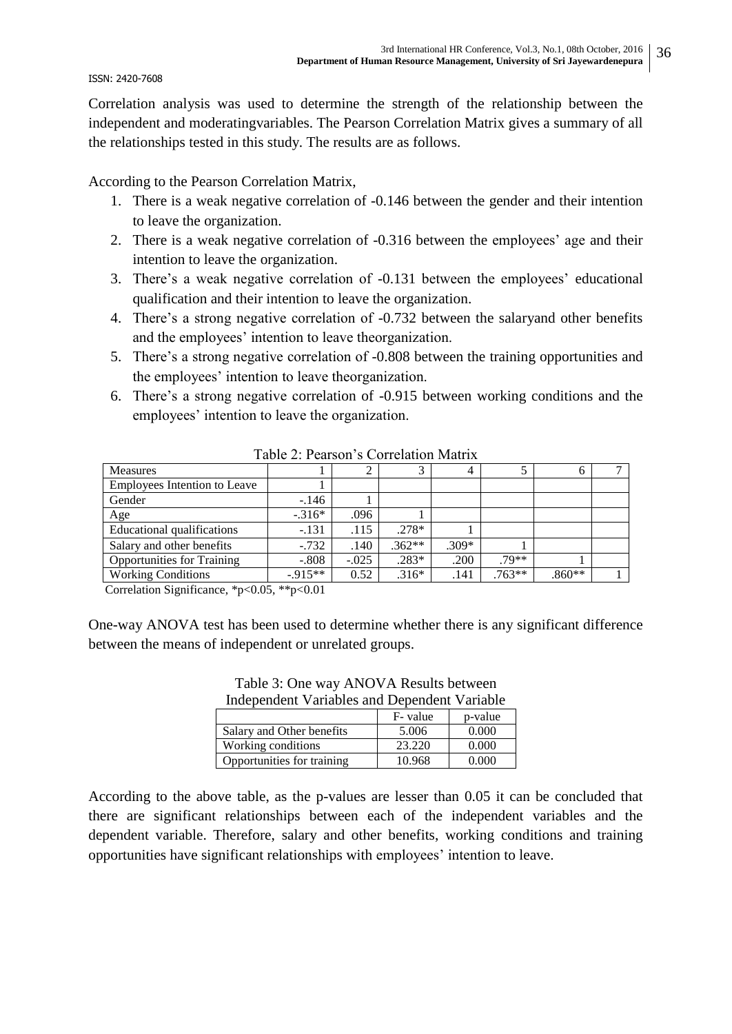ISSN: 2420-7608

Correlation analysis was used to determine the strength of the relationship between the independent and moderatingvariables. The Pearson Correlation Matrix gives a summary of all the relationships tested in this study. The results are as follows.

According to the Pearson Correlation Matrix,

1. There is a weak negative correlation of -0.146 between the gender and their intention to leave the organization.
2. There is a weak negative correlation of -0.316 between the employees' age and their intention to leave the organization.
3. There's a weak negative correlation of -0.131 between the employees' educational qualification and their intention to leave the organization.
4. There's a strong negative correlation of -0.732 between the salaryand other benefits and the employees' intention to leave theorganization.
5. There's a strong negative correlation of -0.808 between the training opportunities and the employees' intention to leave theorganization.
6. There's a strong negative correlation of -0.915 between working conditions and the employees' intention to leave the organization.

Table 2: Pearson's Correlation Matrix

| Measures | 1 | 2 | 3 | 4 | 5 | 6 | 7 |
|---|---|---|---|---|---|---|---|
| Employees Intention to Leave | 1 | | | | | | |
| Gender | -.146 | 1 | | | | | |
| Age | -.316* | .096 | 1 | | | | |
| Educational qualifications | -.131 | .115 | .278* | 1 | | | |
| Salary and other benefits | -.732 | .140 | .362** | .309* | 1 | | |
| Opportunities for Training | -.808 | -.025 | .283* | .200 | .79** | 1 | |
| Working Conditions | -.915** | 0.52 | .316* | .141 | .763** | .860** | 1 |

Correlation Significance, $*p<0.05$, $**p<0.01$

One-way ANOVA test has been used to determine whether there is any significant difference between the means of independent or unrelated groups.

Table 3: One way ANOVA Results between Independent Variables and Dependent Variable

| | F- value | p-value |
|---|---|---|
| Salary and Other benefits | 5.006 | 0.000 |
| Working conditions | 23.220 | 0.000 |
| Opportunities for training | 10.968 | 0.000 |

According to the above table, as the p-values are lesser than 0.05 it can be concluded that there are significant relationships between each of the independent variables and the dependent variable. Therefore, salary and other benefits, working conditions and training opportunities have significant relationships with employees' intention to leave.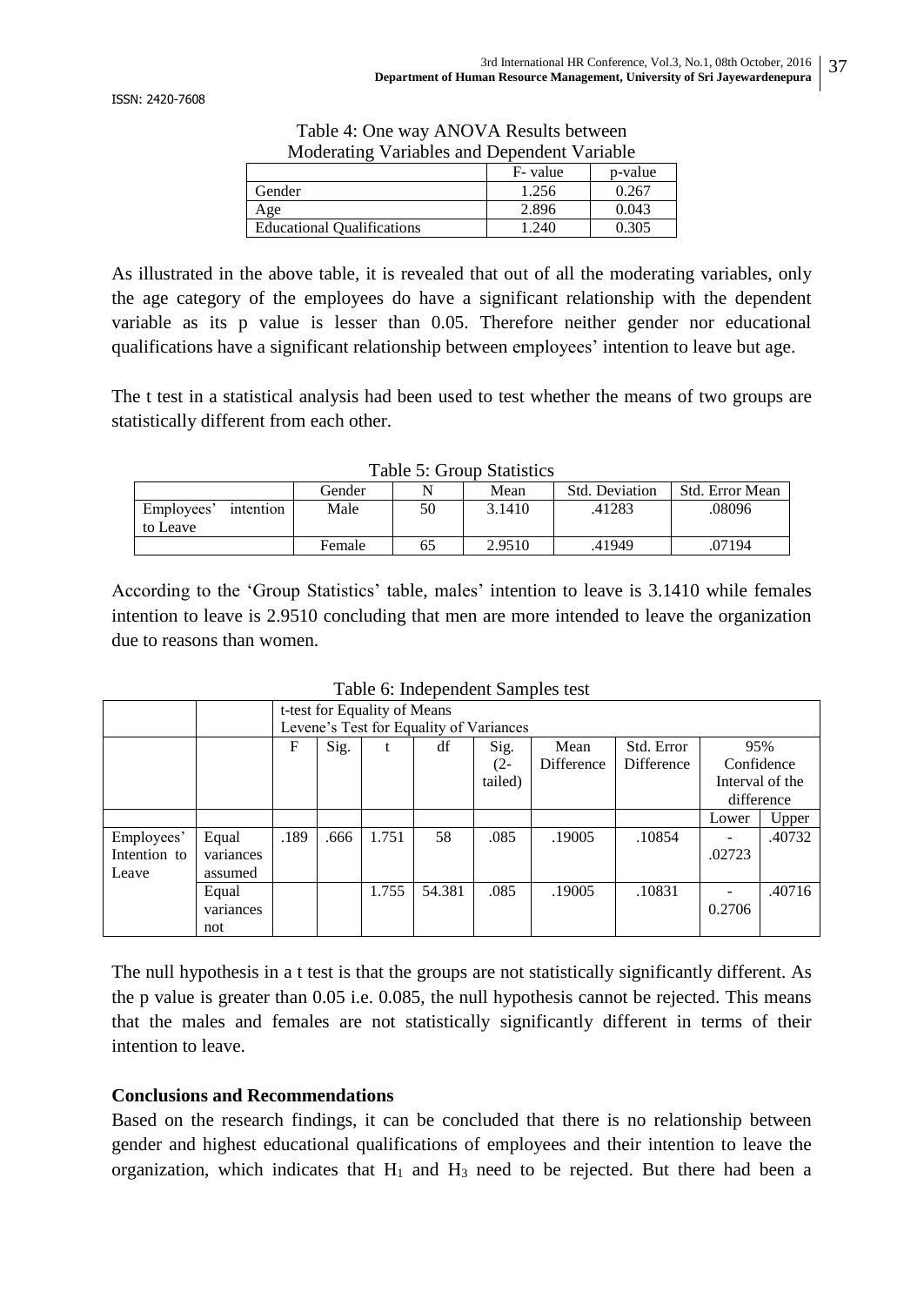Table 4: One way ANOVA Results between Moderating Variables and Dependent Variable

| | F- value | p-value |
|---|---|---|
| Gender | 1.256 | 0.267 |
| Age | 2.896 | 0.043 |
| Educational Qualifications | 1.240 | 0.305 |

As illustrated in the above table, it is revealed that out of all the moderating variables, only the age category of the employees do have a significant relationship with the dependent variable as its p value is lesser than 0.05. Therefore neither gender nor educational qualifications have a significant relationship between employees' intention to leave but age.

The t test in a statistical analysis had been used to test whether the means of two groups are statistically different from each other.

Table 5: Group Statistics

| | Gender | N | Mean | Std. Deviation | Std. Error Mean |
|---|---|---|---|---|---|
| Employees' intention to Leave | Male | 50 | 3.1410 | .41283 | .08096 |
| | Female | 65 | 2.9510 | .41949 | .07194 |

According to the 'Group Statistics' table, males' intention to leave is 3.1410 while females intention to leave is 2.9510 concluding that men are more intended to leave the organization due to reasons than women.

Table 6: Independent Samples test

| | | t-test for Equality of Means Levene's Test for Equality of Variances | | | | | | | | |
|---|---|---|---|---|---|---|---|---|---|---|
| | | F | Sig. | t | df | Sig. (2-tailed) | Mean Difference | Std. Error Difference | 95% Confidence Interval of the difference | |
| | | | | | | | | | Lower | Upper |
| Employees' Intention to Leave | Equal variances assumed | .189 | .666 | 1.751 | 58 | .085 | .19005 | .10854 | -.02723 | .40732 |
| | Equal variances not | | | 1.755 | 54.381 | .085 | .19005 | .10831 | -0.2706 | .40716 |

The null hypothesis in a t test is that the groups are not statistically significantly different. As the p value is greater than 0.05 i.e. 0.085, the null hypothesis cannot be rejected. This means that the males and females are not statistically significantly different in terms of their intention to leave.

**Conclusions and Recommendations**

Based on the research findings, it can be concluded that there is no relationship between gender and highest educational qualifications of employees and their intention to leave the organization, which indicates that $H_1$ and $H_3$ need to be rejected. But there had been a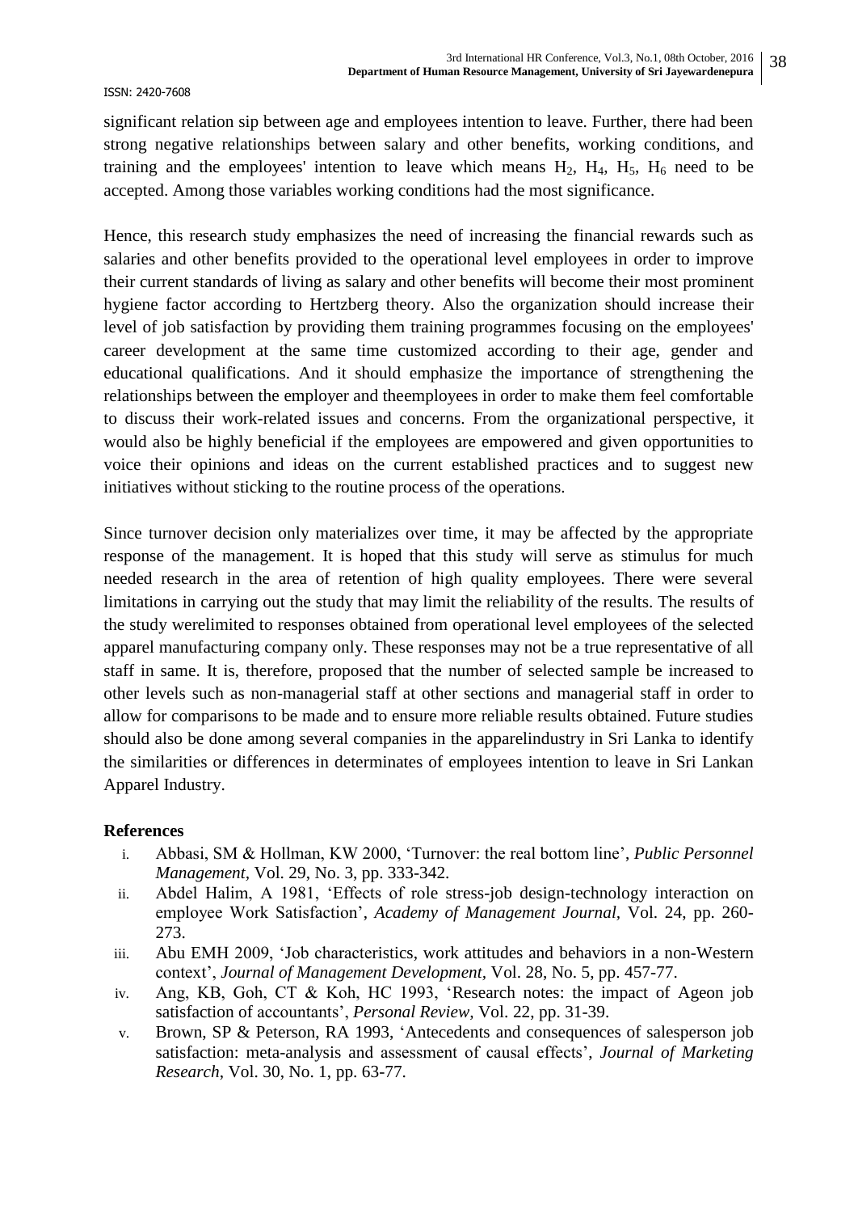significant relation sip between age and employees intention to leave. Further, there had been strong negative relationships between salary and other benefits, working conditions, and training and the employees' intention to leave which means $H_2$, $H_4$, $H_5$, $H_6$ need to be accepted. Among those variables working conditions had the most significance.

Hence, this research study emphasizes the need of increasing the financial rewards such as salaries and other benefits provided to the operational level employees in order to improve their current standards of living as salary and other benefits will become their most prominent hygiene factor according to Hertzberg theory. Also the organization should increase their level of job satisfaction by providing them training programmes focusing on the employees' career development at the same time customized according to their age, gender and educational qualifications. And it should emphasize the importance of strengthening the relationships between the employer and theemployees in order to make them feel comfortable to discuss their work-related issues and concerns. From the organizational perspective, it would also be highly beneficial if the employees are empowered and given opportunities to voice their opinions and ideas on the current established practices and to suggest new initiatives without sticking to the routine process of the operations.

Since turnover decision only materializes over time, it may be affected by the appropriate response of the management. It is hoped that this study will serve as stimulus for much needed research in the area of retention of high quality employees. There were several limitations in carrying out the study that may limit the reliability of the results. The results of the study werelimited to responses obtained from operational level employees of the selected apparel manufacturing company only. These responses may not be a true representative of all staff in same. It is, therefore, proposed that the number of selected sample be increased to other levels such as non-managerial staff at other sections and managerial staff in order to allow for comparisons to be made and to ensure more reliable results obtained. Future studies should also be done among several companies in the apparelindustry in Sri Lanka to identify the similarities or differences in determinates of employees intention to leave in Sri Lankan Apparel Industry.

## References

i. Abbasi, SM & Hollman, KW 2000, 'Turnover: the real bottom line', *Public Personnel Management*, Vol. 29, No. 3, pp. 333-342.
ii. Abdel Halim, A 1981, 'Effects of role stress-job design-technology interaction on employee Work Satisfaction', *Academy of Management Journal*, Vol. 24, pp. 260-273.
iii. Abu EMH 2009, 'Job characteristics, work attitudes and behaviors in a non-Western context', *Journal of Management Development*, Vol. 28, No. 5, pp. 457-77.
iv. Ang, KB, Goh, CT & Koh, HC 1993, 'Research notes: the impact of Ageon job satisfaction of accountants', *Personal Review*, Vol. 22, pp. 31-39.
v. Brown, SP & Peterson, RA 1993, 'Antecedents and consequences of salesperson job satisfaction: meta-analysis and assessment of causal effects', *Journal of Marketing Research*, Vol. 30, No. 1, pp. 63-77.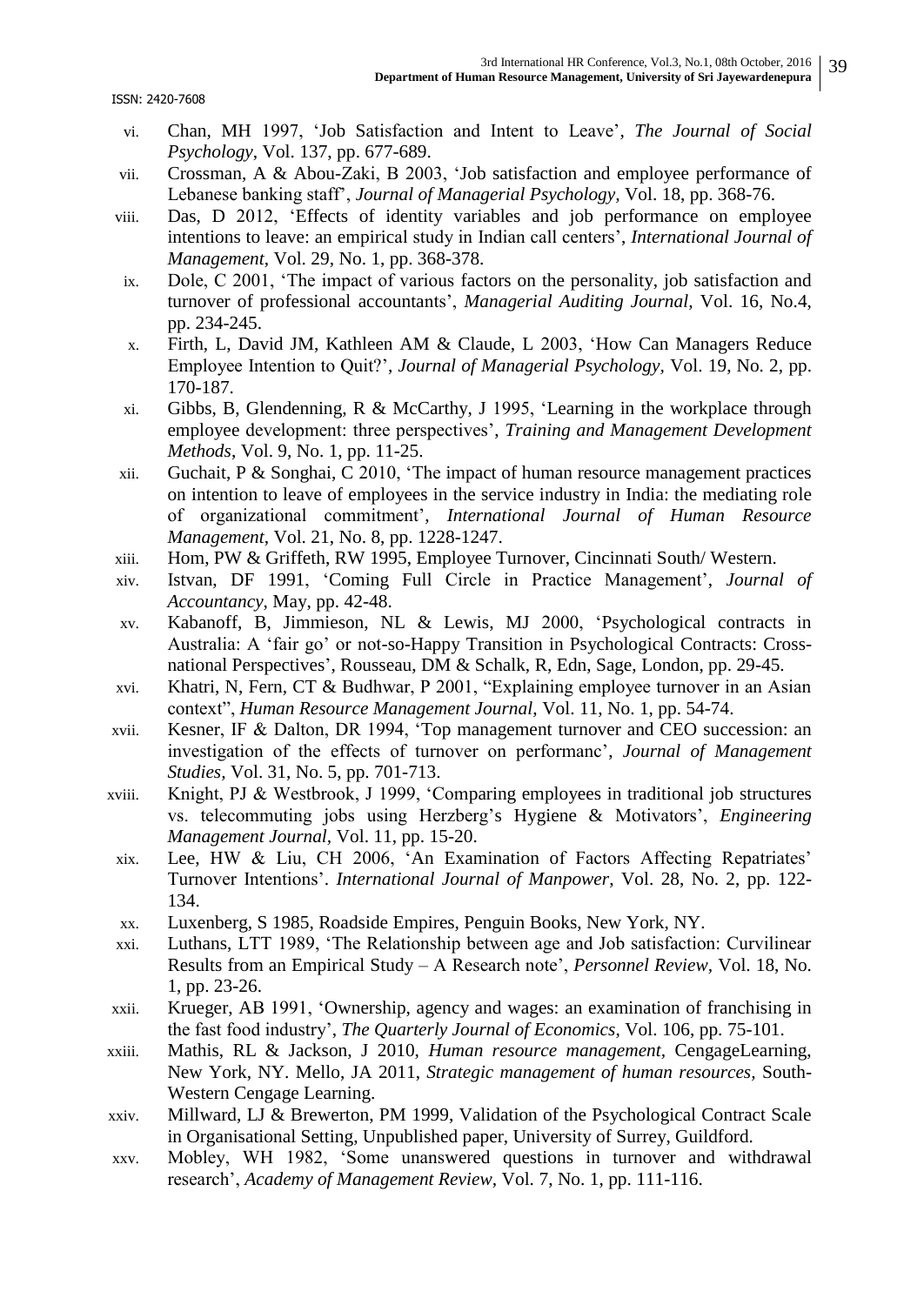- vi. Chan, MH 1997, 'Job Satisfaction and Intent to Leave', *The Journal of Social Psychology*, Vol. 137, pp. 677-689.
- vii. Crossman, A & Abou-Zaki, B 2003, 'Job satisfaction and employee performance of Lebanese banking staff', *Journal of Managerial Psychology,* Vol. 18, pp. 368-76.
- viii. Das, D 2012, 'Effects of identity variables and job performance on employee intentions to leave: an empirical study in Indian call centers', *International Journal of Management*, Vol. 29, No. 1, pp. 368-378.
- ix. Dole, C 2001, 'The impact of various factors on the personality, job satisfaction and turnover of professional accountants', *Managerial Auditing Journal,* Vol. 16, No.4, pp. 234-245.
- x. Firth, L, David JM, Kathleen AM & Claude, L 2003, 'How Can Managers Reduce Employee Intention to Quit?', *Journal of Managerial Psychology,* Vol. 19, No. 2, pp. 170-187.
- xi. Gibbs, B, Glendenning, R & McCarthy, J 1995, 'Learning in the workplace through employee development: three perspectives', *Training and Management Development Methods*, Vol. 9, No. 1, pp. 11-25.
- xii. Guchait, P & Songhai, C 2010, 'The impact of human resource management practices on intention to leave of employees in the service industry in India: the mediating role of organizational commitment', *International Journal of Human Resource Management*, Vol. 21, No. 8, pp. 1228-1247.
- xiii. Hom, PW & Griffeth, RW 1995, Employee Turnover, Cincinnati South/ Western.
- xiv. Istvan, DF 1991, 'Coming Full Circle in Practice Management', *Journal of Accountancy*, May, pp. 42-48.
- xv. Kabanoff, B, Jimmieson, NL & Lewis, MJ 2000, 'Psychological contracts in Australia: A 'fair go' or not-so-Happy Transition in Psychological Contracts: Cross-national Perspectives', Rousseau, DM & Schalk, R, Edn, Sage, London, pp. 29-45.
- xvi. Khatri, N, Fern, CT & Budhwar, P 2001, "Explaining employee turnover in an Asian context", *Human Resource Management Journal*, Vol. 11, No. 1, pp. 54-74.
- xvii. Kesner, IF & Dalton, DR 1994, 'Top management turnover and CEO succession: an investigation of the effects of turnover on performanc', *Journal of Management Studies,* Vol. 31, No. 5, pp. 701-713.
- xviii. Knight, PJ & Westbrook, J 1999, 'Comparing employees in traditional job structures vs. telecommuting jobs using Herzberg's Hygiene & Motivators', *Engineering Management Journal,* Vol. 11, pp. 15-20.
- xix. Lee, HW & Liu, CH 2006, 'An Examination of Factors Affecting Repatriates' Turnover Intentions'. *International Journal of Manpower*, Vol. 28, No. 2, pp. 122-134.
- xx. Luxenberg, S 1985, Roadside Empires, Penguin Books, New York, NY.
- xxi. Luthans, LTT 1989, 'The Relationship between age and Job satisfaction: Curvilinear Results from an Empirical Study – A Research note', *Personnel Review,* Vol. 18, No. 1, pp. 23-26.
- xxii. Krueger, AB 1991, 'Ownership, agency and wages: an examination of franchising in the fast food industry', *The Quarterly Journal of Economics*, Vol. 106, pp. 75-101.
- xxiii. Mathis, RL & Jackson, J 2010, *Human resource management*, CengageLearning, New York, NY. Mello, JA 2011, *Strategic management of human resources*, South-Western Cengage Learning.
- xxiv. Millward, LJ & Brewerton, PM 1999, Validation of the Psychological Contract Scale in Organisational Setting, Unpublished paper, University of Surrey, Guildford.
- xxv. Mobley, WH 1982, 'Some unanswered questions in turnover and withdrawal research', *Academy of Management Review*, Vol. 7, No. 1, pp. 111-116.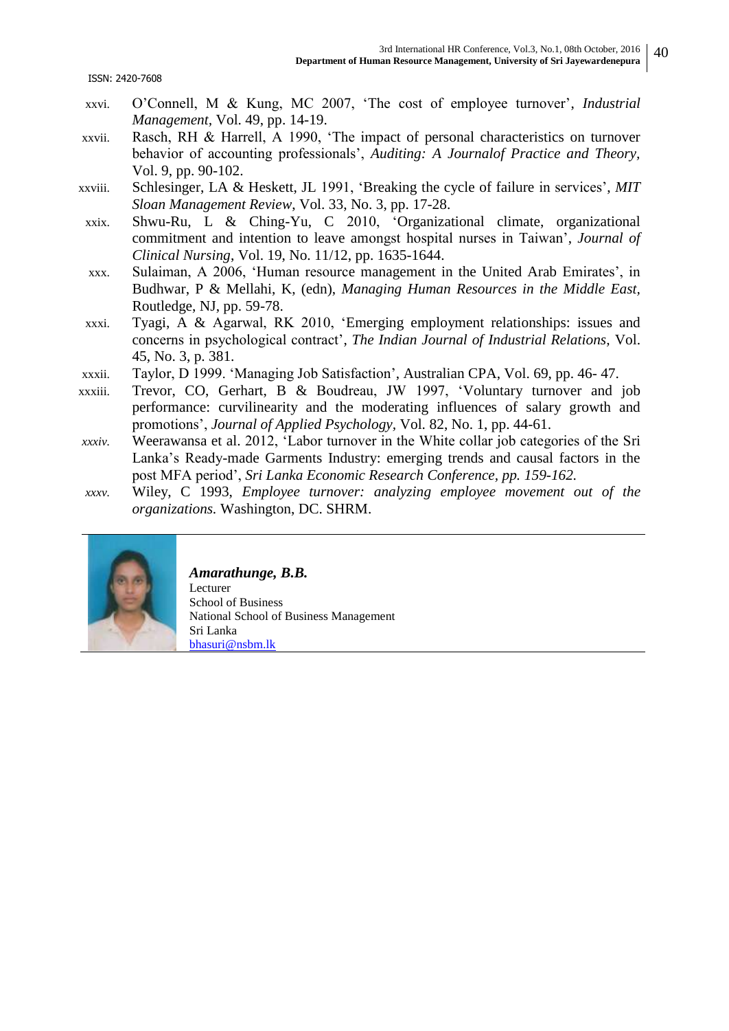xxvi. O'Connell, M & Kung, MC 2007, 'The cost of employee turnover', *Industrial Management*, Vol. 49, pp. 14-19.

xxvii. Rasch, RH & Harrell, A 1990, 'The impact of personal characteristics on turnover behavior of accounting professionals', *Auditing: A Journalof Practice and Theory*, Vol. 9, pp. 90-102.

xxviii. Schlesinger, LA & Heskett, JL 1991, 'Breaking the cycle of failure in services', *MIT Sloan Management Review*, Vol. 33, No. 3, pp. 17-28.

xxix. Shwu-Ru, L & Ching-Yu, C 2010, 'Organizational climate, organizational commitment and intention to leave amongst hospital nurses in Taiwan', *Journal of Clinical Nursing*, Vol. 19, No. 11/12, pp. 1635-1644.

xxx. Sulaiman, A 2006, 'Human resource management in the United Arab Emirates', in Budhwar, P & Mellahi, K, (edn), *Managing Human Resources in the Middle East*, Routledge, NJ, pp. 59-78.

xxxi. Tyagi, A & Agarwal, RK 2010, 'Emerging employment relationships: issues and concerns in psychological contract', *The Indian Journal of Industrial Relations*, Vol. 45, No. 3, p. 381.

xxxii. Taylor, D 1999. 'Managing Job Satisfaction', Australian CPA, Vol. 69, pp. 46- 47.

xxxiii. Trevor, CO, Gerhart, B & Boudreau, JW 1997, 'Voluntary turnover and job performance: curvilinearity and the moderating influences of salary growth and promotions', *Journal of Applied Psychology*, Vol. 82, No. 1, pp. 44-61.

*xxxiv.* Weerawansa et al. 2012, 'Labor turnover in the White collar job categories of the Sri Lanka's Ready-made Garments Industry: emerging trends and causal factors in the post MFA period', *Sri Lanka Economic Research Conference, pp. 159-162.*

*xxxv.* Wiley, C 1993, *Employee turnover: analyzing employee movement out of the organizations.* Washington, DC. SHRM.

***Amarathunge, B.B.***
Lecturer
School of Business
National School of Business Management
Sri Lanka
bhasuri@nsbm.lk